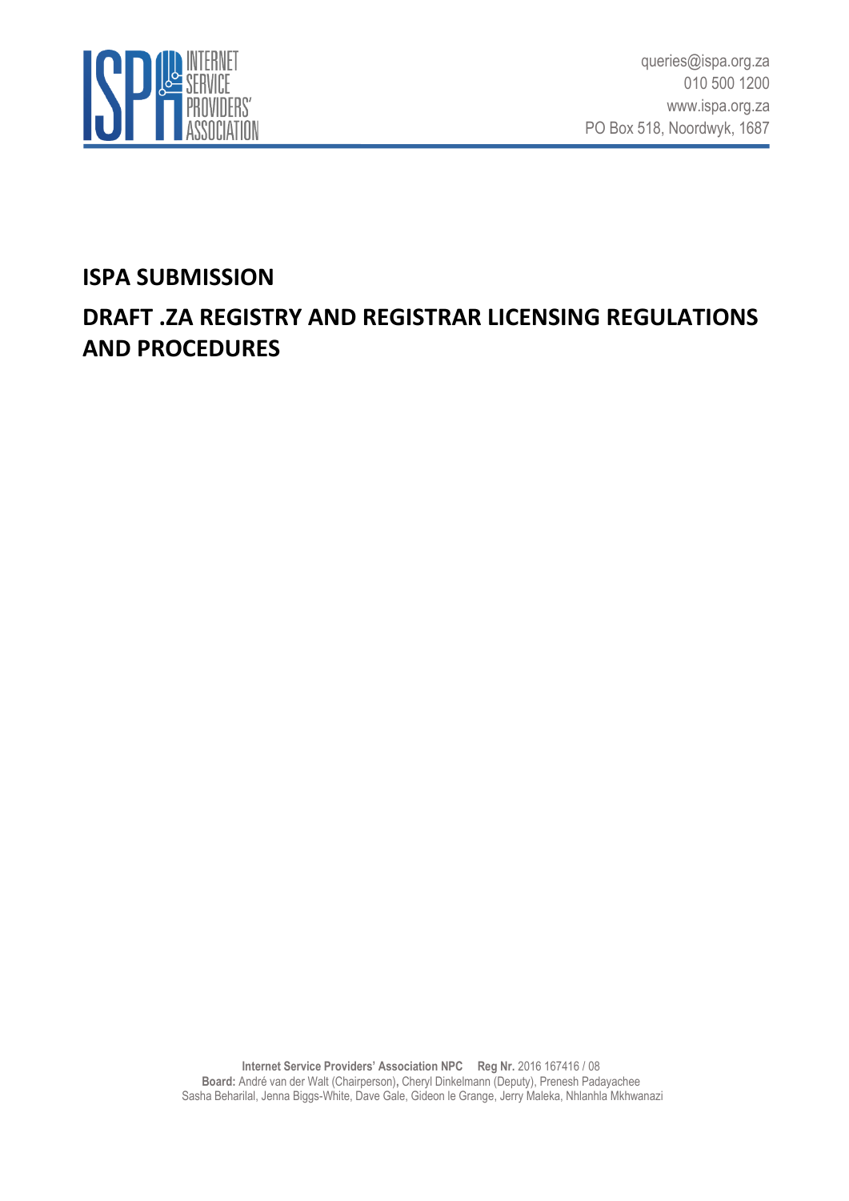queries@ispa.org.za
010 500 1200
www.ispa.org.za
PO Box 518, Noordwyk, 1687

# ISPA SUBMISSION

# DRAFT .ZA REGISTRY AND REGISTRAR LICENSING REGULATIONS AND PROCEDURES

**Internet Service Providers' Association NPC** **Reg Nr.** 2016 167416 / 08
**Board:** André van der Walt (Chairperson), Cheryl Dinkelmann (Deputy), Prenesh Padayachee
Sasha Beharilal, Jenna Biggs-White, Dave Gale, Gideon le Grange, Jerry Maleka, Nhlanhla Mkhwanazi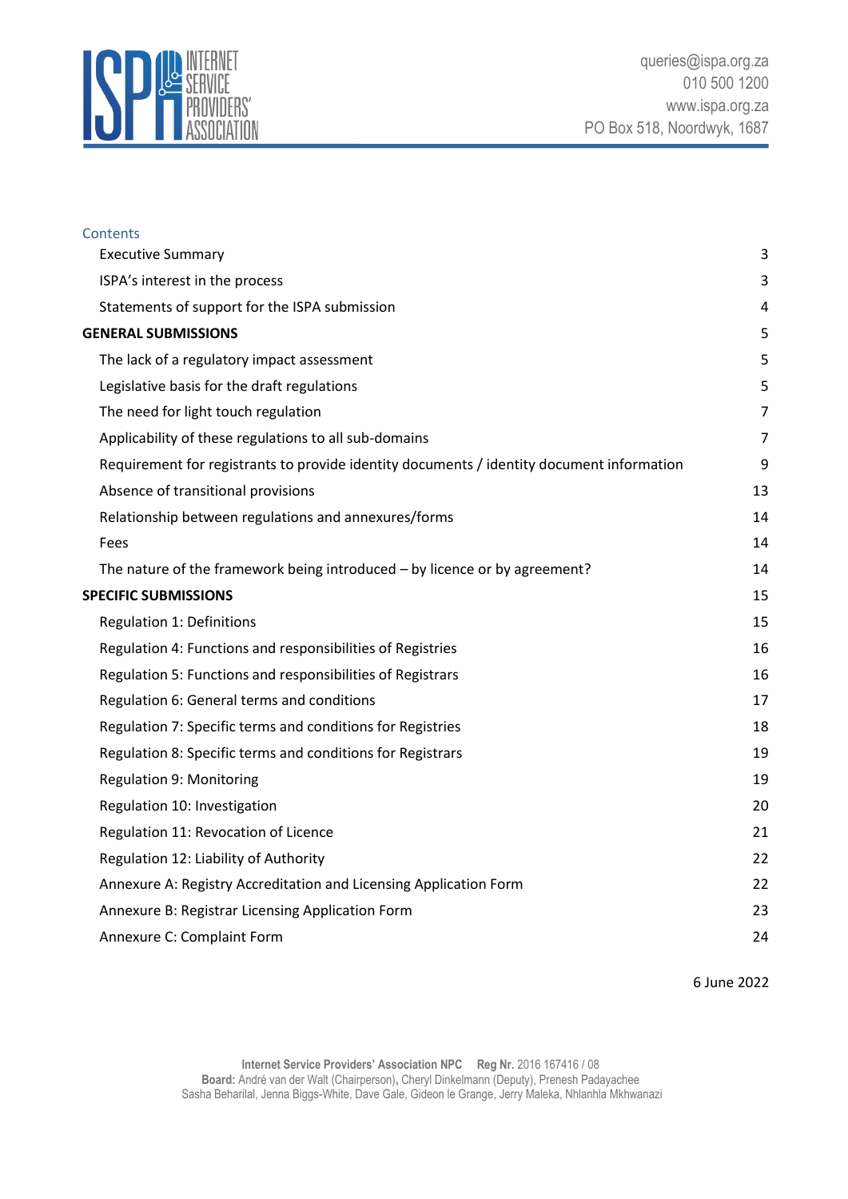queries@ispa.org.za
010 500 1200
www.ispa.org.za
PO Box 518, Noordwyk, 1687

## Contents

| | |
|---|---|
| Executive Summary | 3 |
| ISPA's interest in the process | 3 |
| Statements of support for the ISPA submission | 4 |
| **GENERAL SUBMISSIONS** | 5 |
| The lack of a regulatory impact assessment | 5 |
| Legislative basis for the draft regulations | 5 |
| The need for light touch regulation | 7 |
| Applicability of these regulations to all sub-domains | 7 |
| Requirement for registrants to provide identity documents / identity document information | 9 |
| Absence of transitional provisions | 13 |
| Relationship between regulations and annexures/forms | 14 |
| Fees | 14 |
| The nature of the framework being introduced – by licence or by agreement? | 14 |
| **SPECIFIC SUBMISSIONS** | 15 |
| Regulation 1: Definitions | 15 |
| Regulation 4: Functions and responsibilities of Registries | 16 |
| Regulation 5: Functions and responsibilities of Registrars | 16 |
| Regulation 6: General terms and conditions | 17 |
| Regulation 7: Specific terms and conditions for Registries | 18 |
| Regulation 8: Specific terms and conditions for Registrars | 19 |
| Regulation 9: Monitoring | 19 |
| Regulation 10: Investigation | 20 |
| Regulation 11: Revocation of Licence | 21 |
| Regulation 12: Liability of Authority | 22 |
| Annexure A: Registry Accreditation and Licensing Application Form | 22 |
| Annexure B: Registrar Licensing Application Form | 23 |
| Annexure C: Complaint Form | 24 |

6 June 2022

**Internet Service Providers' Association NPC** **Reg Nr.** 2016 167416 / 08
**Board:** André van der Walt (Chairperson), Cheryl Dinkelmann (Deputy), Prenesh Padayachee
Sasha Beharilal, Jenna Biggs-White, Dave Gale, Gideon le Grange, Jerry Maleka, Nhlanhla Mkhwanazi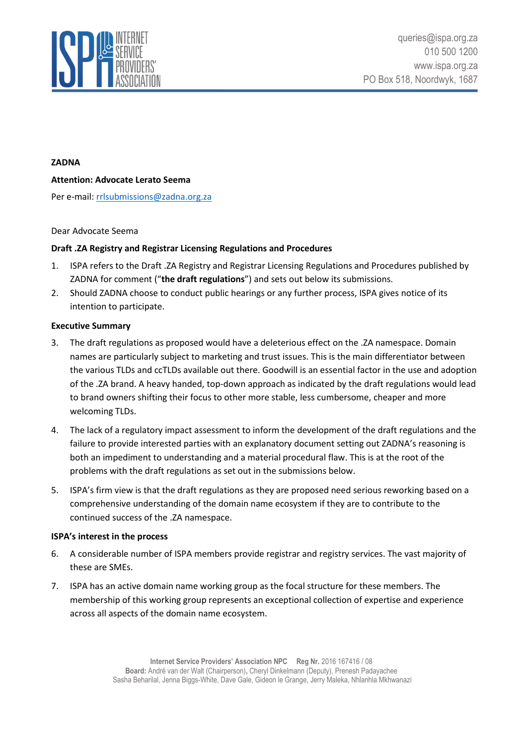**ZADNA**

**Attention: Advocate Lerato Seema**

Per e-mail: rrlsubmissions@zadna.org.za

Dear Advocate Seema

**Draft .ZA Registry and Registrar Licensing Regulations and Procedures**

1. ISPA refers to the Draft .ZA Registry and Registrar Licensing Regulations and Procedures published by ZADNA for comment ("**the draft regulations**") and sets out below its submissions.
2. Should ZADNA choose to conduct public hearings or any further process, ISPA gives notice of its intention to participate.

**Executive Summary**

3. The draft regulations as proposed would have a deleterious effect on the .ZA namespace. Domain names are particularly subject to marketing and trust issues. This is the main differentiator between the various TLDs and ccTLDs available out there. Goodwill is an essential factor in the use and adoption of the .ZA brand. A heavy handed, top-down approach as indicated by the draft regulations would lead to brand owners shifting their focus to other more stable, less cumbersome, cheaper and more welcoming TLDs.
4. The lack of a regulatory impact assessment to inform the development of the draft regulations and the failure to provide interested parties with an explanatory document setting out ZADNA's reasoning is both an impediment to understanding and a material procedural flaw. This is at the root of the problems with the draft regulations as set out in the submissions below.
5. ISPA's firm view is that the draft regulations as they are proposed need serious reworking based on a comprehensive understanding of the domain name ecosystem if they are to contribute to the continued success of the .ZA namespace.

**ISPA's interest in the process**

6. A considerable number of ISPA members provide registrar and registry services. The vast majority of these are SMEs.
7. ISPA has an active domain name working group as the focal structure for these members. The membership of this working group represents an exceptional collection of expertise and experience across all aspects of the domain name ecosystem.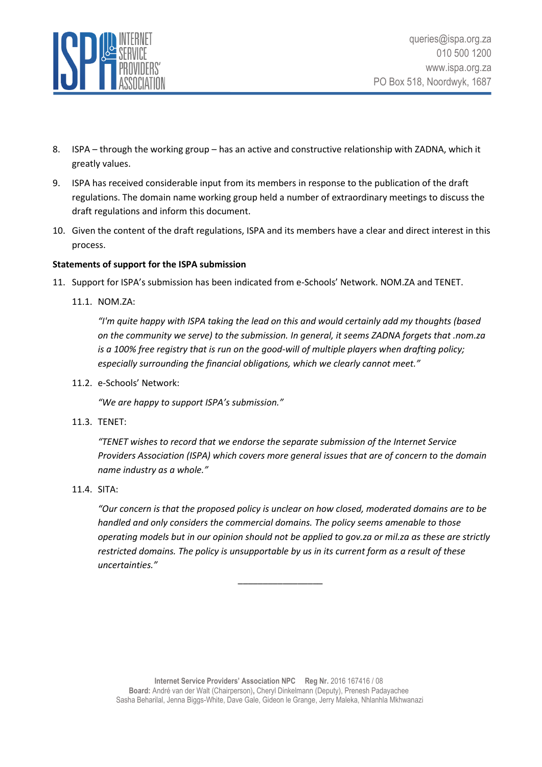8. ISPA – through the working group – has an active and constructive relationship with ZADNA, which it greatly values.

9. ISPA has received considerable input from its members in response to the publication of the draft regulations. The domain name working group held a number of extraordinary meetings to discuss the draft regulations and inform this document.

10. Given the content of the draft regulations, ISPA and its members have a clear and direct interest in this process.

**Statements of support for the ISPA submission**

11. Support for ISPA's submission has been indicated from e-Schools' Network. NOM.ZA and TENET.

    11.1. NOM.ZA:

    *"I'm quite happy with ISPA taking the lead on this and would certainly add my thoughts (based on the community we serve) to the submission. In general, it seems ZADNA forgets that .nom.za is a 100% free registry that is run on the good-will of multiple players when drafting policy; especially surrounding the financial obligations, which we clearly cannot meet."*

    11.2. e-Schools' Network:

    *"We are happy to support ISPA's submission."*

    11.3. TENET:

    *"TENET wishes to record that we endorse the separate submission of the Internet Service Providers Association (ISPA) which covers more general issues that are of concern to the domain name industry as a whole."*

    11.4. SITA:

    *"Our concern is that the proposed policy is unclear on how closed, moderated domains are to be handled and only considers the commercial domains. The policy seems amenable to those operating models but in our opinion should not be applied to gov.za or mil.za as these are strictly restricted domains. The policy is unsupportable by us in its current form as a result of these uncertainties."*

\_\_\_\_\_\_\_\_\_\_\_\_\_\_\_\_\_\_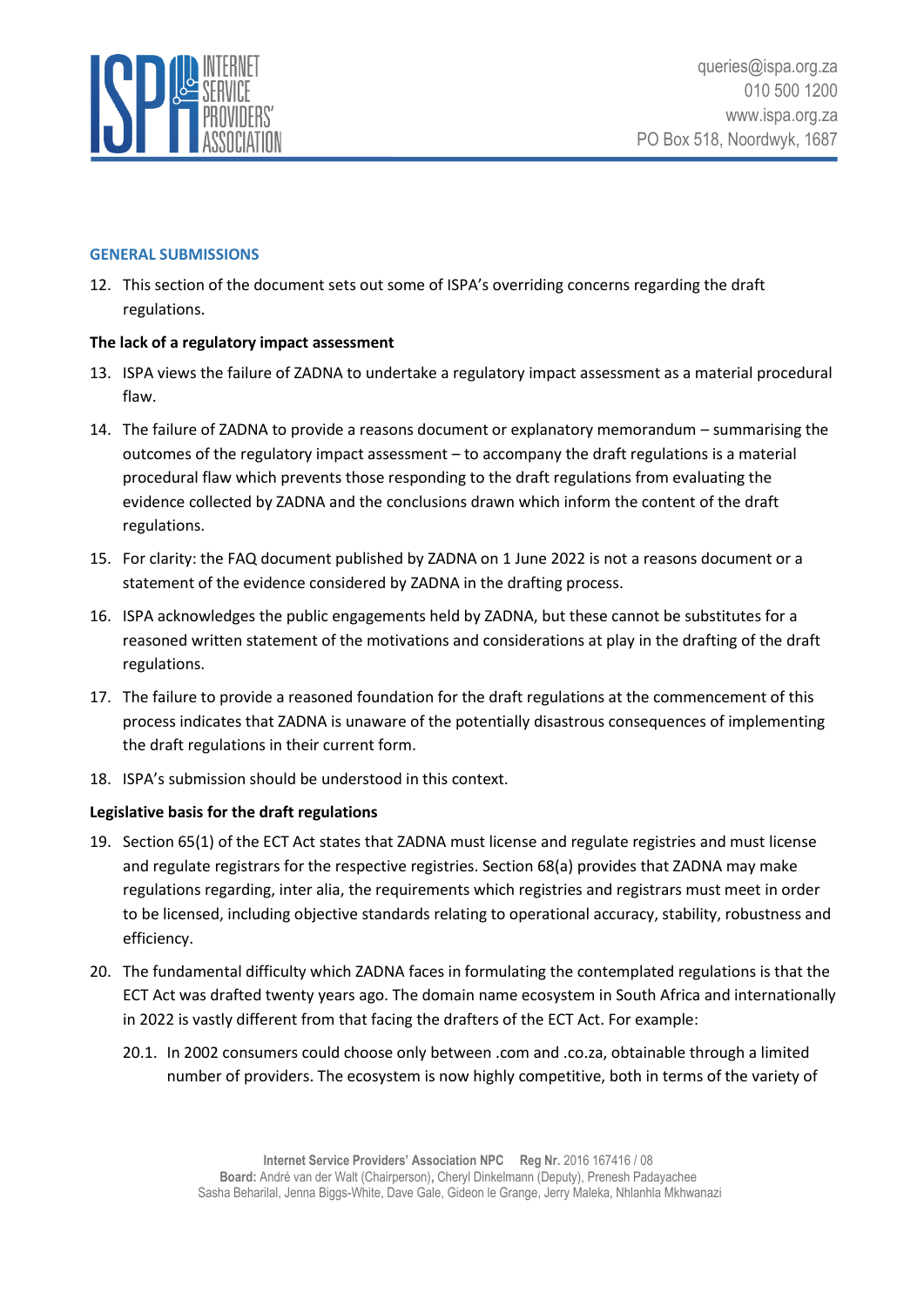## GENERAL SUBMISSIONS

12. This section of the document sets out some of ISPA's overriding concerns regarding the draft regulations.

**The lack of a regulatory impact assessment**

13. ISPA views the failure of ZADNA to undertake a regulatory impact assessment as a material procedural flaw.

14. The failure of ZADNA to provide a reasons document or explanatory memorandum – summarising the outcomes of the regulatory impact assessment – to accompany the draft regulations is a material procedural flaw which prevents those responding to the draft regulations from evaluating the evidence collected by ZADNA and the conclusions drawn which inform the content of the draft regulations.

15. For clarity: the FAQ document published by ZADNA on 1 June 2022 is not a reasons document or a statement of the evidence considered by ZADNA in the drafting process.

16. ISPA acknowledges the public engagements held by ZADNA, but these cannot be substitutes for a reasoned written statement of the motivations and considerations at play in the drafting of the draft regulations.

17. The failure to provide a reasoned foundation for the draft regulations at the commencement of this process indicates that ZADNA is unaware of the potentially disastrous consequences of implementing the draft regulations in their current form.

18. ISPA's submission should be understood in this context.

**Legislative basis for the draft regulations**

19. Section 65(1) of the ECT Act states that ZADNA must license and regulate registries and must license and regulate registrars for the respective registries. Section 68(a) provides that ZADNA may make regulations regarding, inter alia, the requirements which registries and registrars must meet in order to be licensed, including objective standards relating to operational accuracy, stability, robustness and efficiency.

20. The fundamental difficulty which ZADNA faces in formulating the contemplated regulations is that the ECT Act was drafted twenty years ago. The domain name ecosystem in South Africa and internationally in 2022 is vastly different from that facing the drafters of the ECT Act. For example:

    20.1. In 2002 consumers could choose only between .com and .co.za, obtainable through a limited number of providers. The ecosystem is now highly competitive, both in terms of the variety of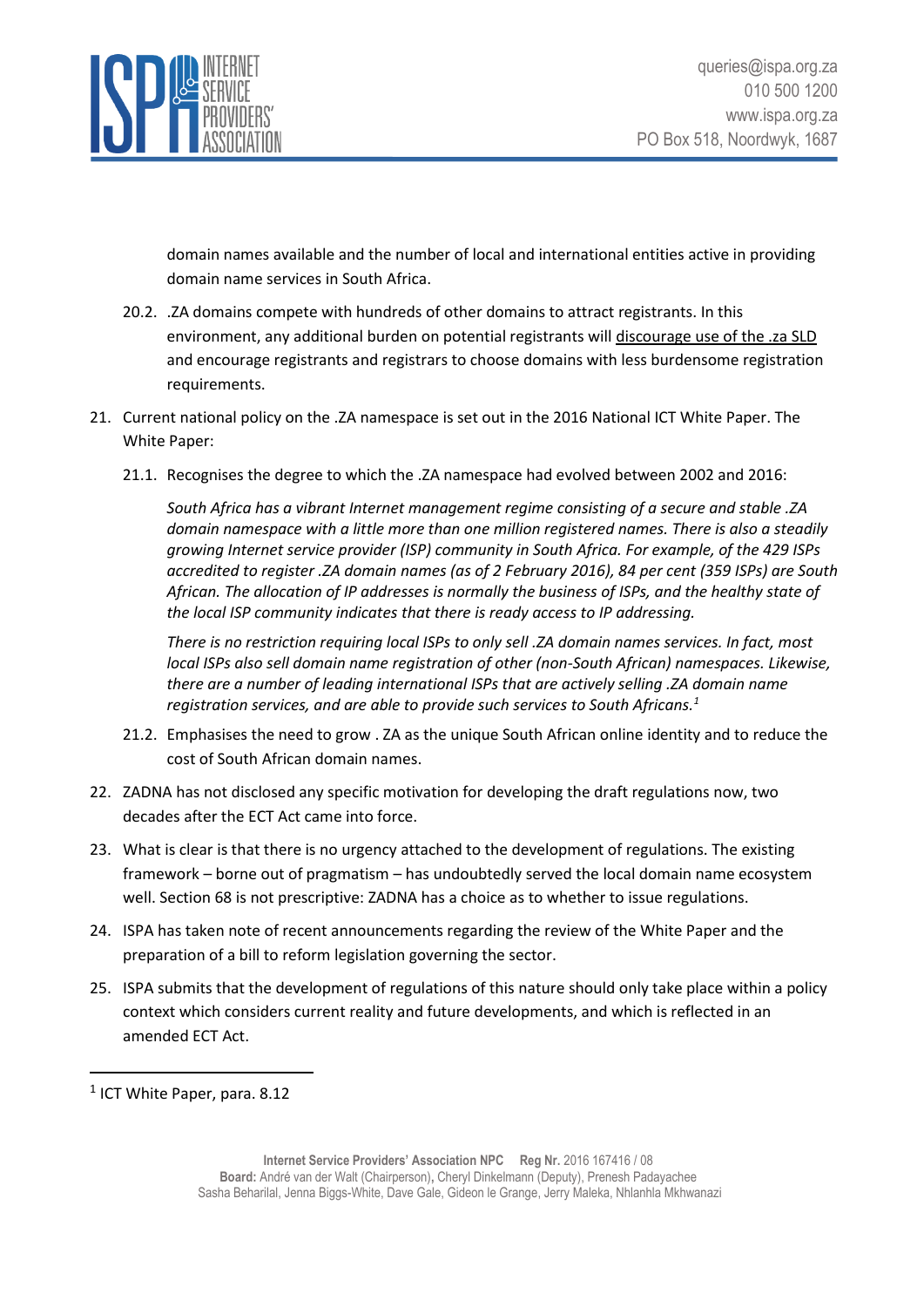domain names available and the number of local and international entities active in providing domain name services in South Africa.

20.2. .ZA domains compete with hundreds of other domains to attract registrants. In this environment, any additional burden on potential registrants will <u>discourage use of the .za SLD</u> and encourage registrants and registrars to choose domains with less burdensome registration requirements.

21. Current national policy on the .ZA namespace is set out in the 2016 National ICT White Paper. The White Paper:

21.1. Recognises the degree to which the .ZA namespace had evolved between 2002 and 2016:

> *South Africa has a vibrant Internet management regime consisting of a secure and stable .ZA domain namespace with a little more than one million registered names. There is also a steadily growing Internet service provider (ISP) community in South Africa. For example, of the 429 ISPs accredited to register .ZA domain names (as of 2 February 2016), 84 per cent (359 ISPs) are South African. The allocation of IP addresses is normally the business of ISPs, and the healthy state of the local ISP community indicates that there is ready access to IP addressing.*
>
> *There is no restriction requiring local ISPs to only sell .ZA domain names services. In fact, most local ISPs also sell domain name registration of other (non-South African) namespaces. Likewise, there are a number of leading international ISPs that are actively selling .ZA domain name registration services, and are able to provide such services to South Africans.*[1]

21.2. Emphasises the need to grow . ZA as the unique South African online identity and to reduce the cost of South African domain names.

22. ZADNA has not disclosed any specific motivation for developing the draft regulations now, two decades after the ECT Act came into force.

23. What is clear is that there is no urgency attached to the development of regulations. The existing framework – borne out of pragmatism – has undoubtedly served the local domain name ecosystem well. Section 68 is not prescriptive: ZADNA has a choice as to whether to issue regulations.

24. ISPA has taken note of recent announcements regarding the review of the White Paper and the preparation of a bill to reform legislation governing the sector.

25. ISPA submits that the development of regulations of this nature should only take place within a policy context which considers current reality and future developments, and which is reflected in an amended ECT Act.

---

[1] ICT White Paper, para. 8.12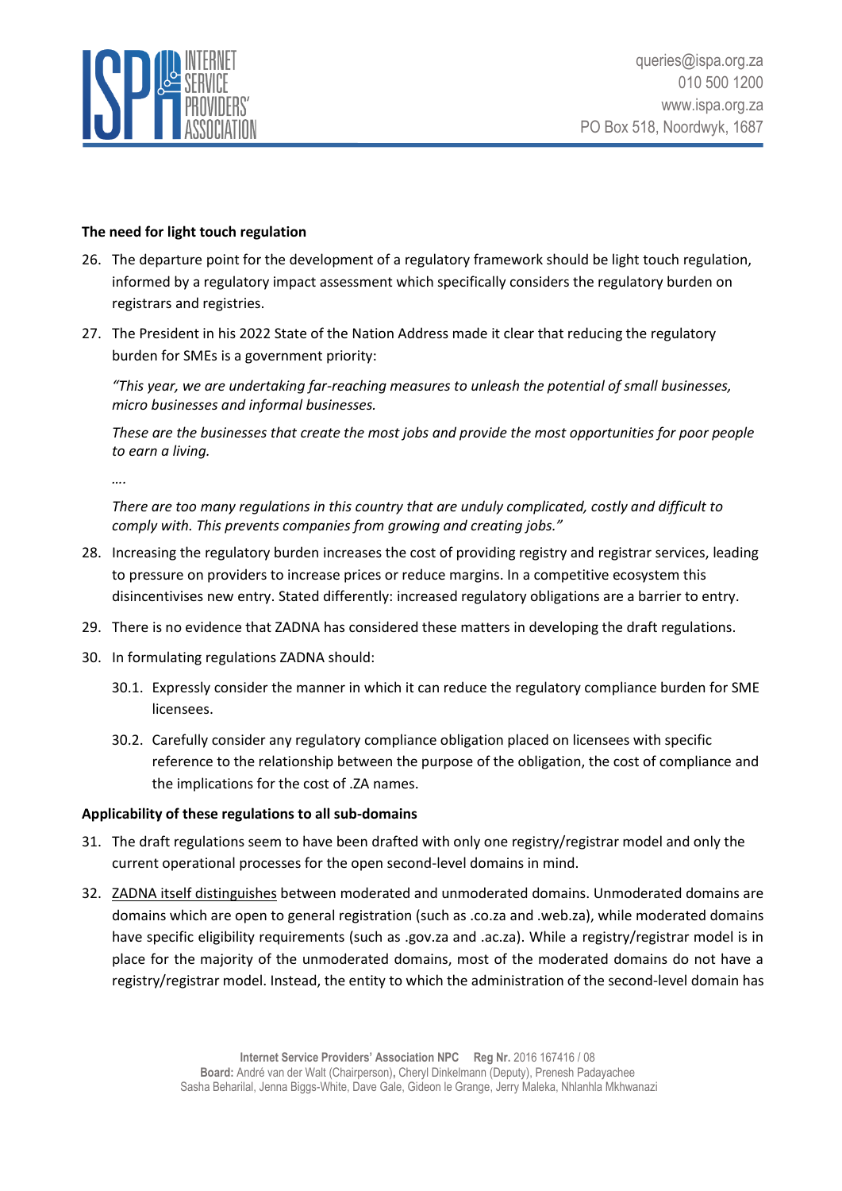**The need for light touch regulation**

26. The departure point for the development of a regulatory framework should be light touch regulation, informed by a regulatory impact assessment which specifically considers the regulatory burden on registrars and registries.

27. The President in his 2022 State of the Nation Address made it clear that reducing the regulatory burden for SMEs is a government priority:

    *"This year, we are undertaking far-reaching measures to unleash the potential of small businesses, micro businesses and informal businesses.*

    *These are the businesses that create the most jobs and provide the most opportunities for poor people to earn a living.*

    *….*

    *There are too many regulations in this country that are unduly complicated, costly and difficult to comply with. This prevents companies from growing and creating jobs."*

28. Increasing the regulatory burden increases the cost of providing registry and registrar services, leading to pressure on providers to increase prices or reduce margins. In a competitive ecosystem this disincentivises new entry. Stated differently: increased regulatory obligations are a barrier to entry.

29. There is no evidence that ZADNA has considered these matters in developing the draft regulations.

30. In formulating regulations ZADNA should:

    30.1. Expressly consider the manner in which it can reduce the regulatory compliance burden for SME licensees.

    30.2. Carefully consider any regulatory compliance obligation placed on licensees with specific reference to the relationship between the purpose of the obligation, the cost of compliance and the implications for the cost of .ZA names.

**Applicability of these regulations to all sub-domains**

31. The draft regulations seem to have been drafted with only one registry/registrar model and only the current operational processes for the open second-level domains in mind.

32. ZADNA itself distinguishes between moderated and unmoderated domains. Unmoderated domains are domains which are open to general registration (such as .co.za and .web.za), while moderated domains have specific eligibility requirements (such as .gov.za and .ac.za). While a registry/registrar model is in place for the majority of the unmoderated domains, most of the moderated domains do not have a registry/registrar model. Instead, the entity to which the administration of the second-level domain has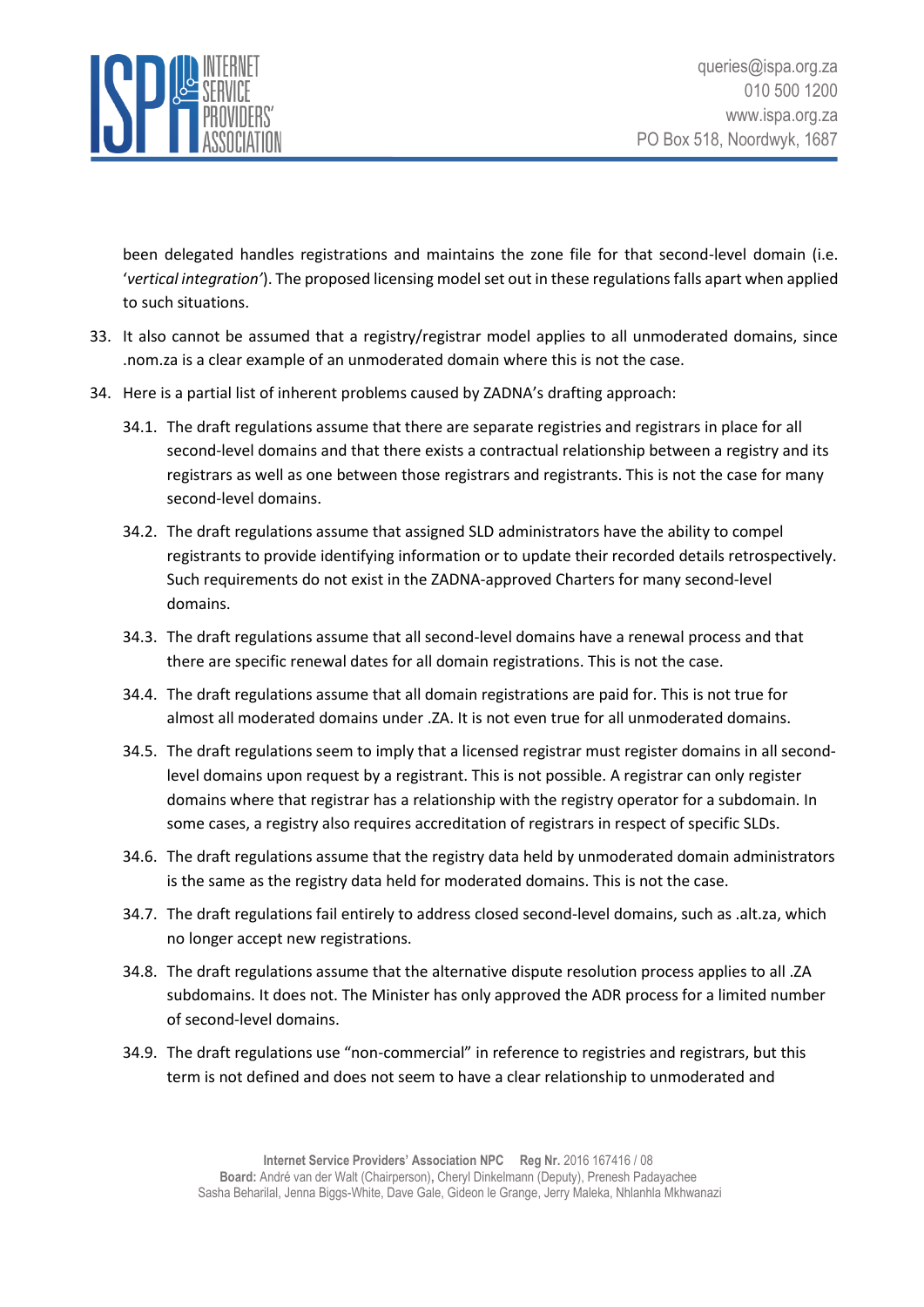been delegated handles registrations and maintains the zone file for that second-level domain (i.e. '*vertical integration'*). The proposed licensing model set out in these regulations falls apart when applied to such situations.

33. It also cannot be assumed that a registry/registrar model applies to all unmoderated domains, since .nom.za is a clear example of an unmoderated domain where this is not the case.

34. Here is a partial list of inherent problems caused by ZADNA's drafting approach:

    34.1. The draft regulations assume that there are separate registries and registrars in place for all second-level domains and that there exists a contractual relationship between a registry and its registrars as well as one between those registrars and registrants. This is not the case for many second-level domains.

    34.2. The draft regulations assume that assigned SLD administrators have the ability to compel registrants to provide identifying information or to update their recorded details retrospectively. Such requirements do not exist in the ZADNA-approved Charters for many second-level domains.

    34.3. The draft regulations assume that all second-level domains have a renewal process and that there are specific renewal dates for all domain registrations. This is not the case.

    34.4. The draft regulations assume that all domain registrations are paid for. This is not true for almost all moderated domains under .ZA. It is not even true for all unmoderated domains.

    34.5. The draft regulations seem to imply that a licensed registrar must register domains in all second-level domains upon request by a registrant. This is not possible. A registrar can only register domains where that registrar has a relationship with the registry operator for a subdomain. In some cases, a registry also requires accreditation of registrars in respect of specific SLDs.

    34.6. The draft regulations assume that the registry data held by unmoderated domain administrators is the same as the registry data held for moderated domains. This is not the case.

    34.7. The draft regulations fail entirely to address closed second-level domains, such as .alt.za, which no longer accept new registrations.

    34.8. The draft regulations assume that the alternative dispute resolution process applies to all .ZA subdomains. It does not. The Minister has only approved the ADR process for a limited number of second-level domains.

    34.9. The draft regulations use "non-commercial" in reference to registries and registrars, but this term is not defined and does not seem to have a clear relationship to unmoderated and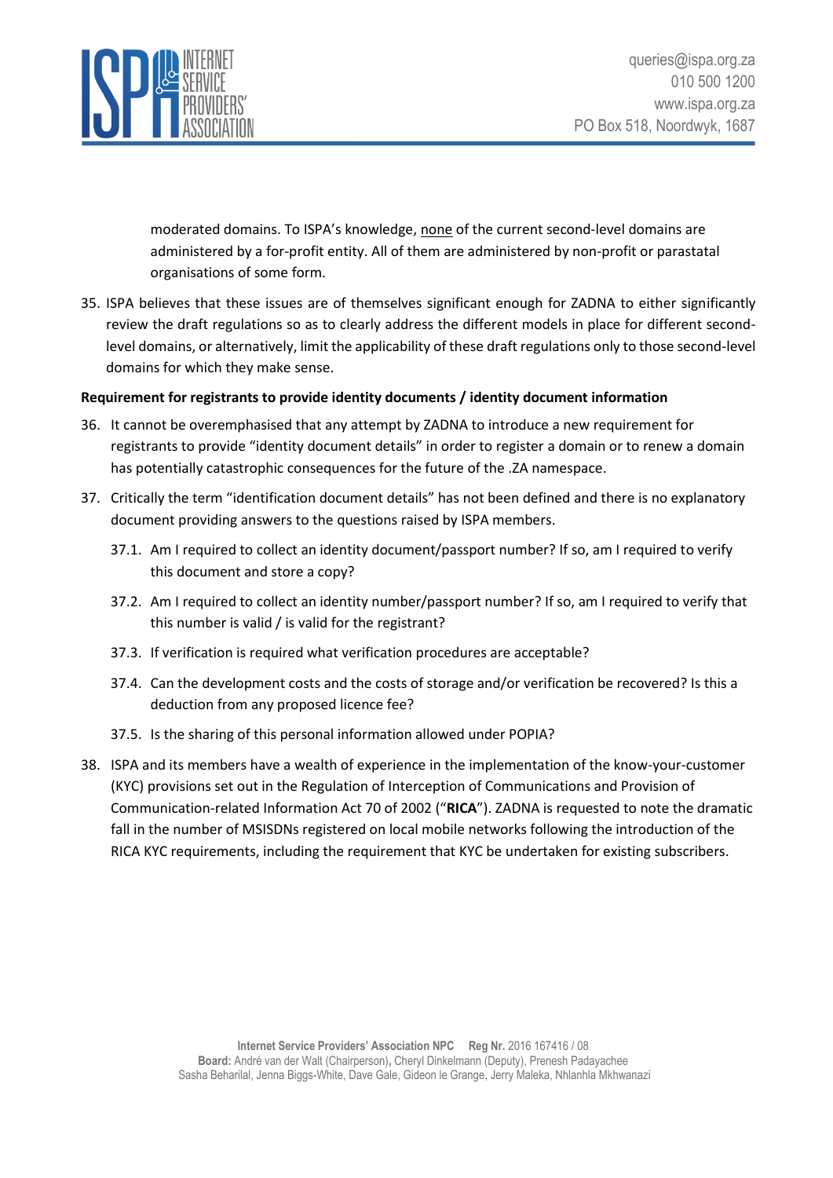moderated domains. To ISPA's knowledge, <u>none</u> of the current second-level domains are administered by a for-profit entity. All of them are administered by non-profit or parastatal organisations of some form.

35. ISPA believes that these issues are of themselves significant enough for ZADNA to either significantly review the draft regulations so as to clearly address the different models in place for different second-level domains, or alternatively, limit the applicability of these draft regulations only to those second-level domains for which they make sense.

**Requirement for registrants to provide identity documents / identity document information**

36. It cannot be overemphasised that any attempt by ZADNA to introduce a new requirement for registrants to provide "identity document details" in order to register a domain or to renew a domain has potentially catastrophic consequences for the future of the .ZA namespace.

37. Critically the term "identification document details" has not been defined and there is no explanatory document providing answers to the questions raised by ISPA members.

    37.1. Am I required to collect an identity document/passport number? If so, am I required to verify this document and store a copy?

    37.2. Am I required to collect an identity number/passport number? If so, am I required to verify that this number is valid / is valid for the registrant?

    37.3. If verification is required what verification procedures are acceptable?

    37.4. Can the development costs and the costs of storage and/or verification be recovered? Is this a deduction from any proposed licence fee?

    37.5. Is the sharing of this personal information allowed under POPIA?

38. ISPA and its members have a wealth of experience in the implementation of the know-your-customer (KYC) provisions set out in the Regulation of Interception of Communications and Provision of Communication-related Information Act 70 of 2002 ("**RICA**"). ZADNA is requested to note the dramatic fall in the number of MSISDNs registered on local mobile networks following the introduction of the RICA KYC requirements, including the requirement that KYC be undertaken for existing subscribers.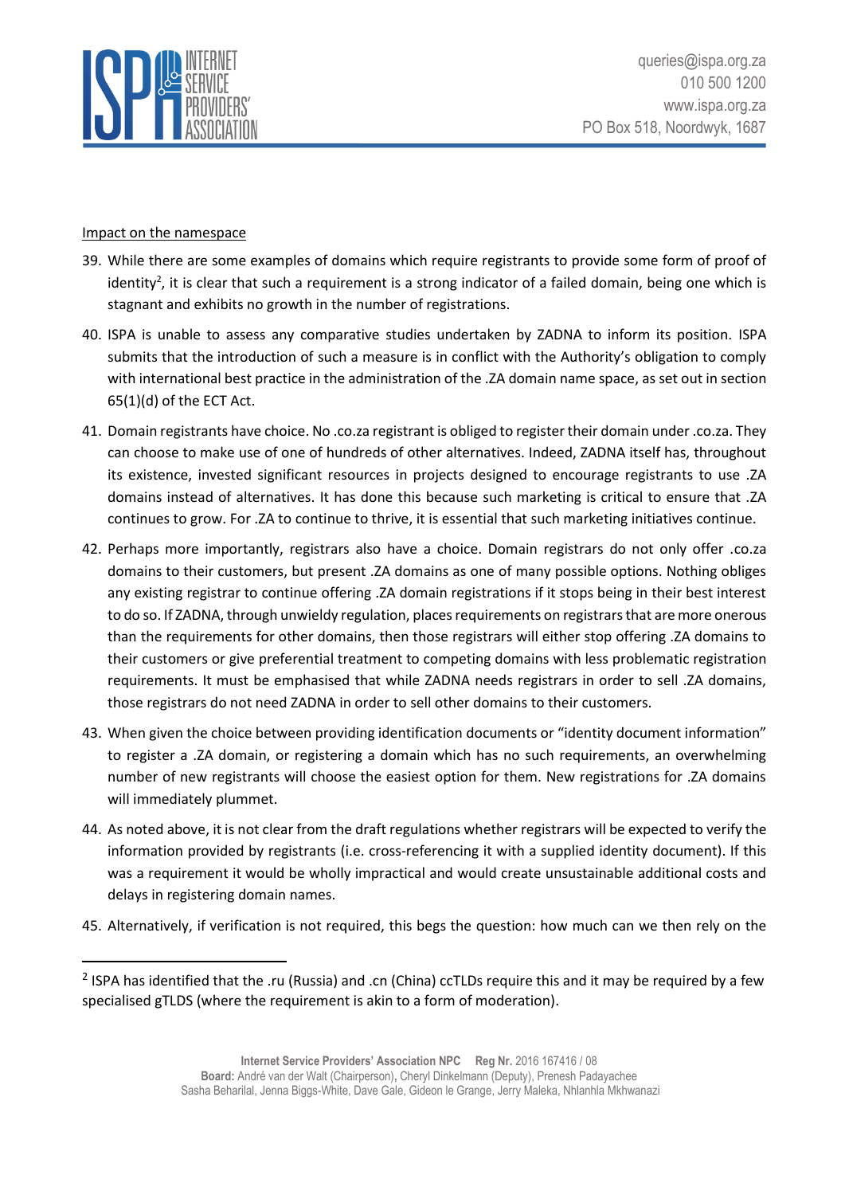Impact on the namespace

39. While there are some examples of domains which require registrants to provide some form of proof of identity[2], it is clear that such a requirement is a strong indicator of a failed domain, being one which is stagnant and exhibits no growth in the number of registrations.
40. ISPA is unable to assess any comparative studies undertaken by ZADNA to inform its position. ISPA submits that the introduction of such a measure is in conflict with the Authority's obligation to comply with international best practice in the administration of the .ZA domain name space, as set out in section 65(1)(d) of the ECT Act.
41. Domain registrants have choice. No .co.za registrant is obliged to register their domain under .co.za. They can choose to make use of one of hundreds of other alternatives. Indeed, ZADNA itself has, throughout its existence, invested significant resources in projects designed to encourage registrants to use .ZA domains instead of alternatives. It has done this because such marketing is critical to ensure that .ZA continues to grow. For .ZA to continue to thrive, it is essential that such marketing initiatives continue.
42. Perhaps more importantly, registrars also have a choice. Domain registrars do not only offer .co.za domains to their customers, but present .ZA domains as one of many possible options. Nothing obliges any existing registrar to continue offering .ZA domain registrations if it stops being in their best interest to do so. If ZADNA, through unwieldy regulation, places requirements on registrars that are more onerous than the requirements for other domains, then those registrars will either stop offering .ZA domains to their customers or give preferential treatment to competing domains with less problematic registration requirements. It must be emphasised that while ZADNA needs registrars in order to sell .ZA domains, those registrars do not need ZADNA in order to sell other domains to their customers.
43. When given the choice between providing identification documents or "identity document information" to register a .ZA domain, or registering a domain which has no such requirements, an overwhelming number of new registrants will choose the easiest option for them. New registrations for .ZA domains will immediately plummet.
44. As noted above, it is not clear from the draft regulations whether registrars will be expected to verify the information provided by registrants (i.e. cross-referencing it with a supplied identity document). If this was a requirement it would be wholly impractical and would create unsustainable additional costs and delays in registering domain names.
45. Alternatively, if verification is not required, this begs the question: how much can we then rely on the

[2] ISPA has identified that the .ru (Russia) and .cn (China) ccTLDs require this and it may be required by a few specialised gTLDS (where the requirement is akin to a form of moderation).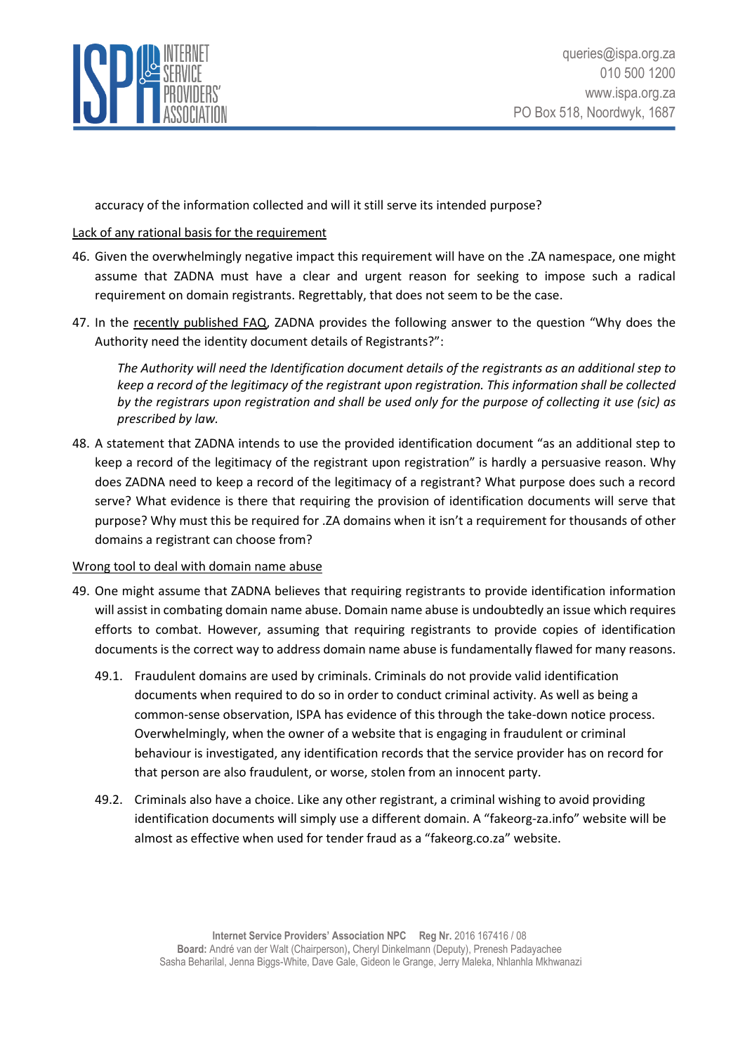accuracy of the information collected and will it still serve its intended purpose?

Lack of any rational basis for the requirement

46. Given the overwhelmingly negative impact this requirement will have on the .ZA namespace, one might assume that ZADNA must have a clear and urgent reason for seeking to impose such a radical requirement on domain registrants. Regrettably, that does not seem to be the case.

47. In the recently published FAQ, ZADNA provides the following answer to the question "Why does the Authority need the identity document details of Registrants?":

    *The Authority will need the Identification document details of the registrants as an additional step to keep a record of the legitimacy of the registrant upon registration. This information shall be collected by the registrars upon registration and shall be used only for the purpose of collecting it use (sic) as prescribed by law.*

48. A statement that ZADNA intends to use the provided identification document "as an additional step to keep a record of the legitimacy of the registrant upon registration" is hardly a persuasive reason. Why does ZADNA need to keep a record of the legitimacy of a registrant? What purpose does such a record serve? What evidence is there that requiring the provision of identification documents will serve that purpose? Why must this be required for .ZA domains when it isn't a requirement for thousands of other domains a registrant can choose from?

Wrong tool to deal with domain name abuse

49. One might assume that ZADNA believes that requiring registrants to provide identification information will assist in combating domain name abuse. Domain name abuse is undoubtedly an issue which requires efforts to combat. However, assuming that requiring registrants to provide copies of identification documents is the correct way to address domain name abuse is fundamentally flawed for many reasons.

    49.1. Fraudulent domains are used by criminals. Criminals do not provide valid identification documents when required to do so in order to conduct criminal activity. As well as being a common-sense observation, ISPA has evidence of this through the take-down notice process. Overwhelmingly, when the owner of a website that is engaging in fraudulent or criminal behaviour is investigated, any identification records that the service provider has on record for that person are also fraudulent, or worse, stolen from an innocent party.

    49.2. Criminals also have a choice. Like any other registrant, a criminal wishing to avoid providing identification documents will simply use a different domain. A "fakeorg-za.info" website will be almost as effective when used for tender fraud as a "fakeorg.co.za" website.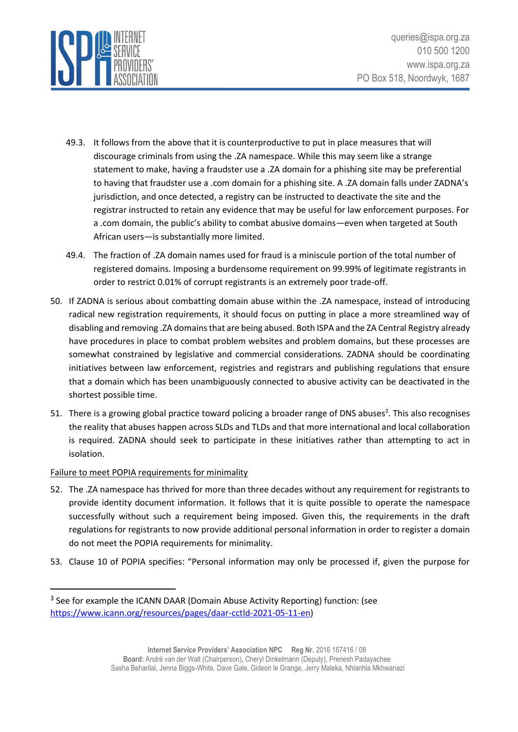49.3. It follows from the above that it is counterproductive to put in place measures that will discourage criminals from using the .ZA namespace. While this may seem like a strange statement to make, having a fraudster use a .ZA domain for a phishing site may be preferential to having that fraudster use a .com domain for a phishing site. A .ZA domain falls under ZADNA's jurisdiction, and once detected, a registry can be instructed to deactivate the site and the registrar instructed to retain any evidence that may be useful for law enforcement purposes. For a .com domain, the public's ability to combat abusive domains—even when targeted at South African users—is substantially more limited.

49.4. The fraction of .ZA domain names used for fraud is a miniscule portion of the total number of registered domains. Imposing a burdensome requirement on 99.99% of legitimate registrants in order to restrict 0.01% of corrupt registrants is an extremely poor trade-off.

50. If ZADNA is serious about combatting domain abuse within the .ZA namespace, instead of introducing radical new registration requirements, it should focus on putting in place a more streamlined way of disabling and removing .ZA domains that are being abused. Both ISPA and the ZA Central Registry already have procedures in place to combat problem websites and problem domains, but these processes are somewhat constrained by legislative and commercial considerations. ZADNA should be coordinating initiatives between law enforcement, registries and registrars and publishing regulations that ensure that a domain which has been unambiguously connected to abusive activity can be deactivated in the shortest possible time.

51. There is a growing global practice toward policing a broader range of DNS abuses[3]. This also recognises the reality that abuses happen across SLDs and TLDs and that more international and local collaboration is required. ZADNA should seek to participate in these initiatives rather than attempting to act in isolation.

<u>Failure to meet POPIA requirements for minimality</u>

52. The .ZA namespace has thrived for more than three decades without any requirement for registrants to provide identity document information. It follows that it is quite possible to operate the namespace successfully without such a requirement being imposed. Given this, the requirements in the draft regulations for registrants to now provide additional personal information in order to register a domain do not meet the POPIA requirements for minimality.

53. Clause 10 of POPIA specifies: "Personal information may only be processed if, given the purpose for

---

[3] See for example the ICANN DAAR (Domain Abuse Activity Reporting) function: (see https://www.icann.org/resources/pages/daar-cctld-2021-05-11-en)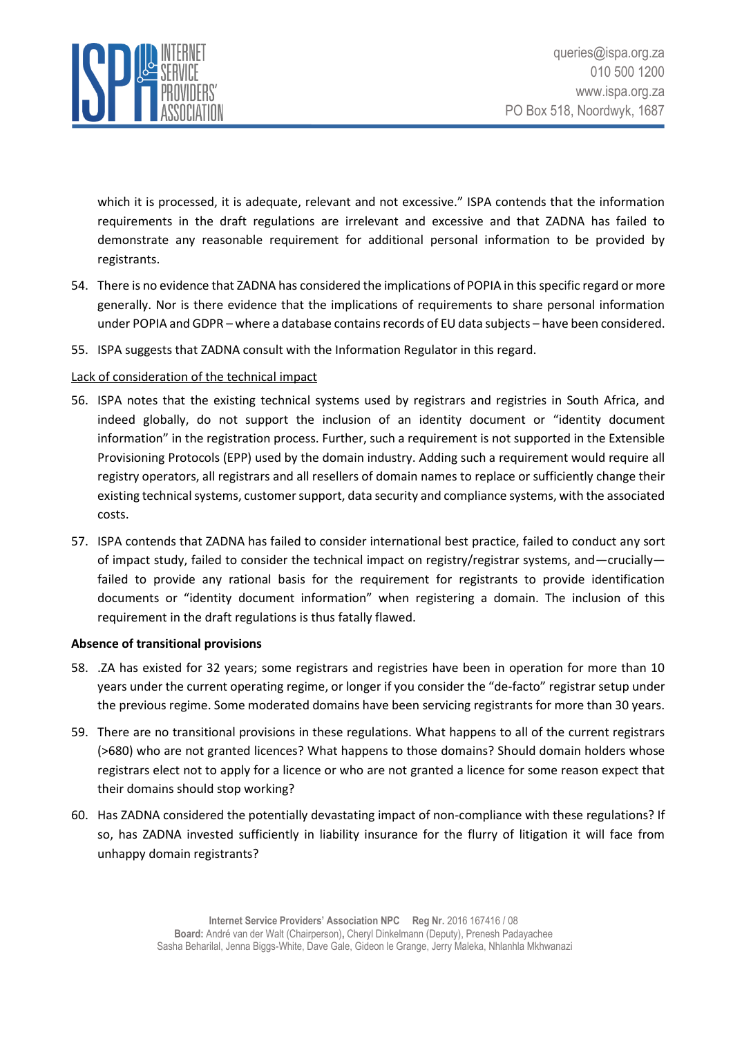which it is processed, it is adequate, relevant and not excessive." ISPA contends that the information requirements in the draft regulations are irrelevant and excessive and that ZADNA has failed to demonstrate any reasonable requirement for additional personal information to be provided by registrants.

54. There is no evidence that ZADNA has considered the implications of POPIA in this specific regard or more generally. Nor is there evidence that the implications of requirements to share personal information under POPIA and GDPR – where a database contains records of EU data subjects – have been considered.

55. ISPA suggests that ZADNA consult with the Information Regulator in this regard.

<u>Lack of consideration of the technical impact</u>

56. ISPA notes that the existing technical systems used by registrars and registries in South Africa, and indeed globally, do not support the inclusion of an identity document or "identity document information" in the registration process. Further, such a requirement is not supported in the Extensible Provisioning Protocols (EPP) used by the domain industry. Adding such a requirement would require all registry operators, all registrars and all resellers of domain names to replace or sufficiently change their existing technical systems, customer support, data security and compliance systems, with the associated costs.

57. ISPA contends that ZADNA has failed to consider international best practice, failed to conduct any sort of impact study, failed to consider the technical impact on registry/registrar systems, and—crucially—failed to provide any rational basis for the requirement for registrants to provide identification documents or "identity document information" when registering a domain. The inclusion of this requirement in the draft regulations is thus fatally flawed.

**Absence of transitional provisions**

58. .ZA has existed for 32 years; some registrars and registries have been in operation for more than 10 years under the current operating regime, or longer if you consider the "de-facto" registrar setup under the previous regime. Some moderated domains have been servicing registrants for more than 30 years.

59. There are no transitional provisions in these regulations. What happens to all of the current registrars (>680) who are not granted licences? What happens to those domains? Should domain holders whose registrars elect not to apply for a licence or who are not granted a licence for some reason expect that their domains should stop working?

60. Has ZADNA considered the potentially devastating impact of non-compliance with these regulations? If so, has ZADNA invested sufficiently in liability insurance for the flurry of litigation it will face from unhappy domain registrants?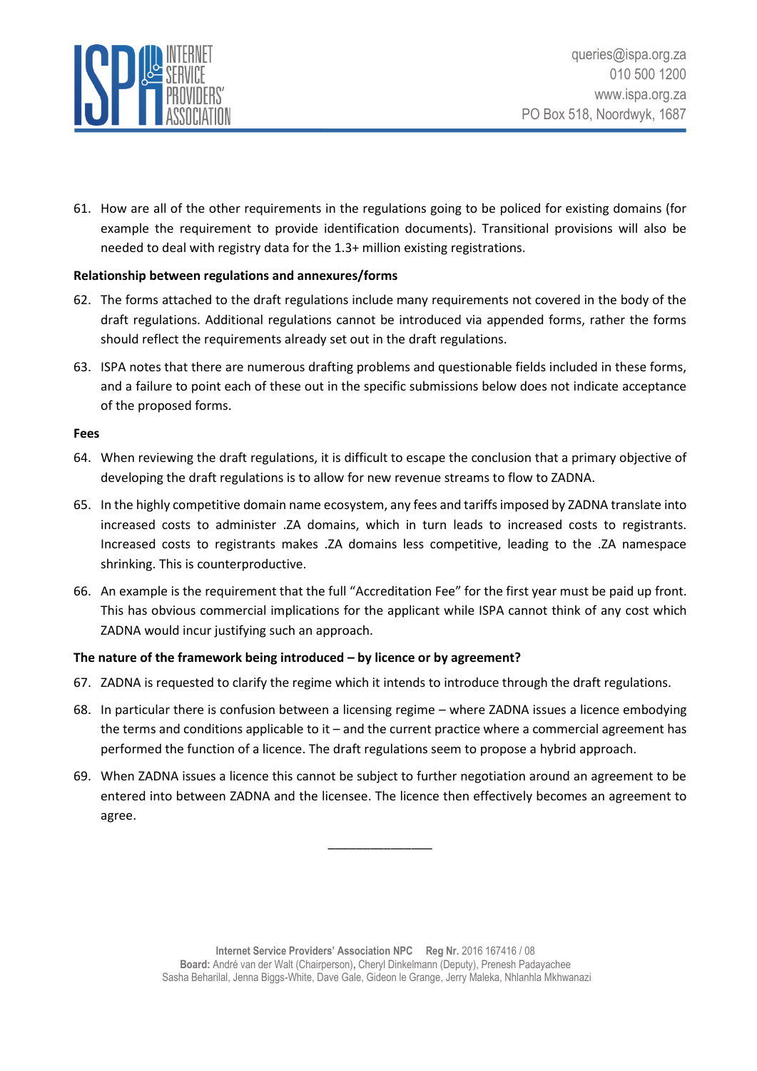61. How are all of the other requirements in the regulations going to be policed for existing domains (for example the requirement to provide identification documents). Transitional provisions will also be needed to deal with registry data for the 1.3+ million existing registrations.

**Relationship between regulations and annexures/forms**

62. The forms attached to the draft regulations include many requirements not covered in the body of the draft regulations. Additional regulations cannot be introduced via appended forms, rather the forms should reflect the requirements already set out in the draft regulations.

63. ISPA notes that there are numerous drafting problems and questionable fields included in these forms, and a failure to point each of these out in the specific submissions below does not indicate acceptance of the proposed forms.

**Fees**

64. When reviewing the draft regulations, it is difficult to escape the conclusion that a primary objective of developing the draft regulations is to allow for new revenue streams to flow to ZADNA.

65. In the highly competitive domain name ecosystem, any fees and tariffs imposed by ZADNA translate into increased costs to administer .ZA domains, which in turn leads to increased costs to registrants. Increased costs to registrants makes .ZA domains less competitive, leading to the .ZA namespace shrinking. This is counterproductive.

66. An example is the requirement that the full "Accreditation Fee" for the first year must be paid up front. This has obvious commercial implications for the applicant while ISPA cannot think of any cost which ZADNA would incur justifying such an approach.

**The nature of the framework being introduced – by licence or by agreement?**

67. ZADNA is requested to clarify the regime which it intends to introduce through the draft regulations.

68. In particular there is confusion between a licensing regime – where ZADNA issues a licence embodying the terms and conditions applicable to it – and the current practice where a commercial agreement has performed the function of a licence. The draft regulations seem to propose a hybrid approach.

69. When ZADNA issues a licence this cannot be subject to further negotiation around an agreement to be entered into between ZADNA and the licensee. The licence then effectively becomes an agreement to agree.

---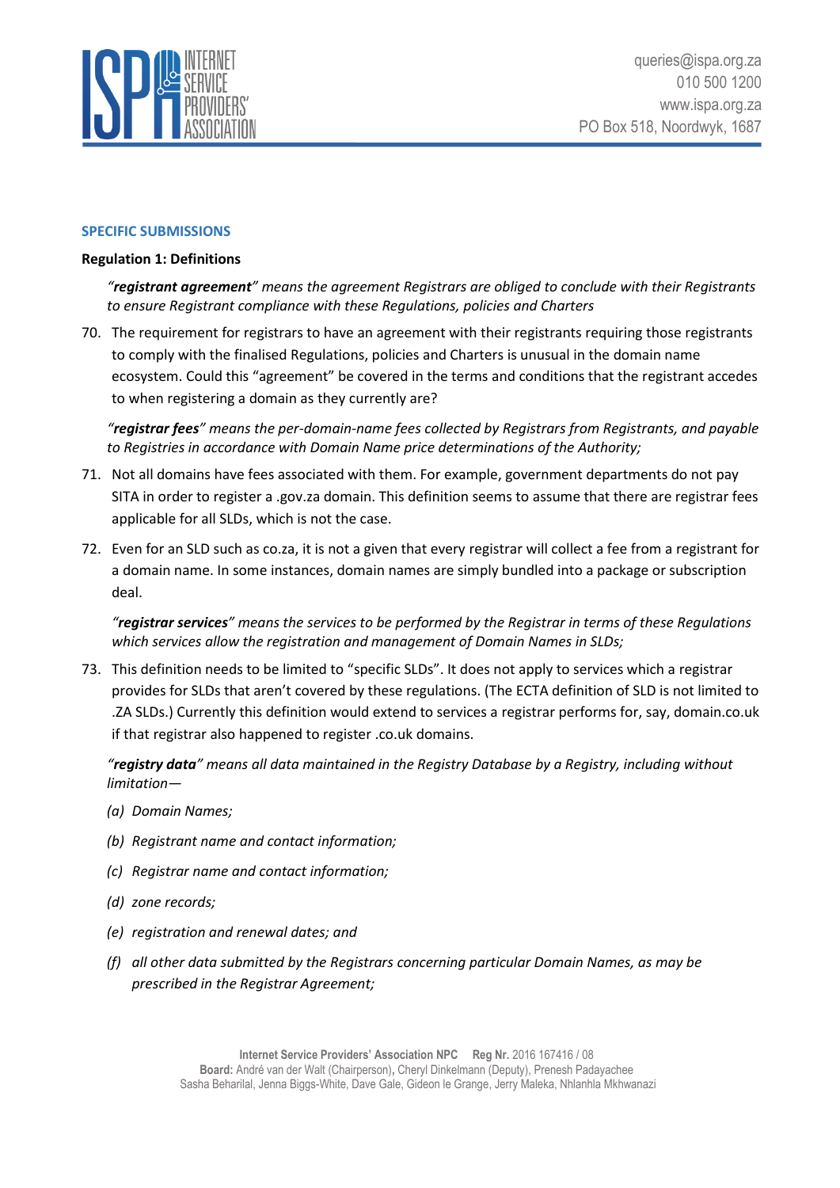## SPECIFIC SUBMISSIONS

**Regulation 1: Definitions**

*"**registrant agreement**" means the agreement Registrars are obliged to conclude with their Registrants to ensure Registrant compliance with these Regulations, policies and Charters*

70. The requirement for registrars to have an agreement with their registrants requiring those registrants to comply with the finalised Regulations, policies and Charters is unusual in the domain name ecosystem. Could this "agreement" be covered in the terms and conditions that the registrant accedes to when registering a domain as they currently are?

*"**registrar fees**" means the per-domain-name fees collected by Registrars from Registrants, and payable to Registries in accordance with Domain Name price determinations of the Authority;*

71. Not all domains have fees associated with them. For example, government departments do not pay SITA in order to register a .gov.za domain. This definition seems to assume that there are registrar fees applicable for all SLDs, which is not the case.

72. Even for an SLD such as co.za, it is not a given that every registrar will collect a fee from a registrant for a domain name. In some instances, domain names are simply bundled into a package or subscription deal.

*"**registrar services**" means the services to be performed by the Registrar in terms of these Regulations which services allow the registration and management of Domain Names in SLDs;*

73. This definition needs to be limited to "specific SLDs". It does not apply to services which a registrar provides for SLDs that aren't covered by these regulations. (The ECTA definition of SLD is not limited to .ZA SLDs.) Currently this definition would extend to services a registrar performs for, say, domain.co.uk if that registrar also happened to register .co.uk domains.

*"**registry data**" means all data maintained in the Registry Database by a Registry, including without limitation—*

*(a) Domain Names;*

*(b) Registrant name and contact information;*

*(c) Registrar name and contact information;*

*(d) zone records;*

*(e) registration and renewal dates; and*

*(f) all other data submitted by the Registrars concerning particular Domain Names, as may be prescribed in the Registrar Agreement;*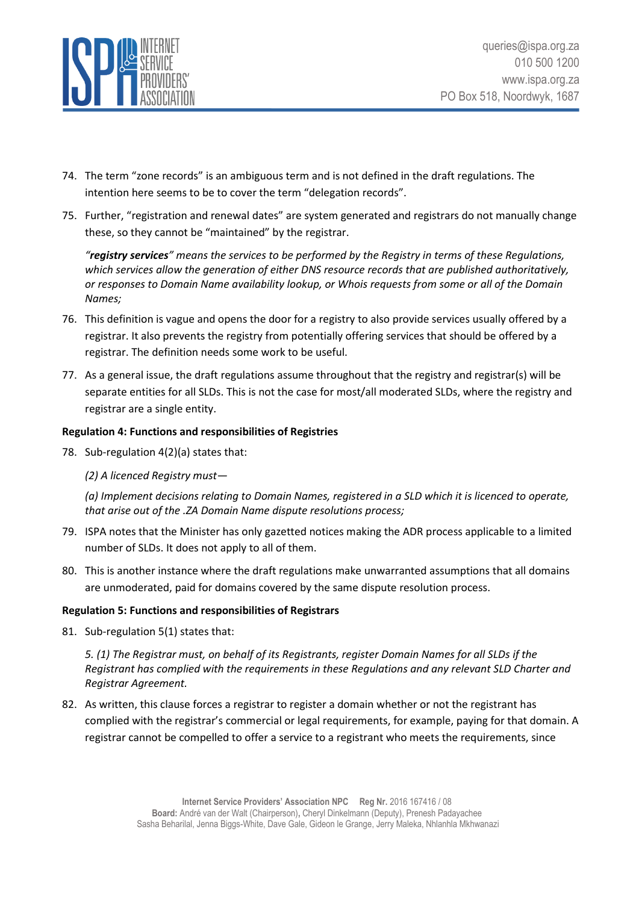74. The term "zone records" is an ambiguous term and is not defined in the draft regulations. The intention here seems to be to cover the term "delegation records".

75. Further, "registration and renewal dates" are system generated and registrars do not manually change these, so they cannot be "maintained" by the registrar.

    *"**registry services**" means the services to be performed by the Registry in terms of these Regulations, which services allow the generation of either DNS resource records that are published authoritatively, or responses to Domain Name availability lookup, or Whois requests from some or all of the Domain Names;*

76. This definition is vague and opens the door for a registry to also provide services usually offered by a registrar. It also prevents the registry from potentially offering services that should be offered by a registrar. The definition needs some work to be useful.

77. As a general issue, the draft regulations assume throughout that the registry and registrar(s) will be separate entities for all SLDs. This is not the case for most/all moderated SLDs, where the registry and registrar are a single entity.

**Regulation 4: Functions and responsibilities of Registries**

78. Sub-regulation 4(2)(a) states that:

    *(2) A licenced Registry must—*

    *(a) Implement decisions relating to Domain Names, registered in a SLD which it is licenced to operate, that arise out of the .ZA Domain Name dispute resolutions process;*

79. ISPA notes that the Minister has only gazetted notices making the ADR process applicable to a limited number of SLDs. It does not apply to all of them.

80. This is another instance where the draft regulations make unwarranted assumptions that all domains are unmoderated, paid for domains covered by the same dispute resolution process.

**Regulation 5: Functions and responsibilities of Registrars**

81. Sub-regulation 5(1) states that:

    *5. (1) The Registrar must, on behalf of its Registrants, register Domain Names for all SLDs if the Registrant has complied with the requirements in these Regulations and any relevant SLD Charter and Registrar Agreement.*

82. As written, this clause forces a registrar to register a domain whether or not the registrant has complied with the registrar's commercial or legal requirements, for example, paying for that domain. A registrar cannot be compelled to offer a service to a registrant who meets the requirements, since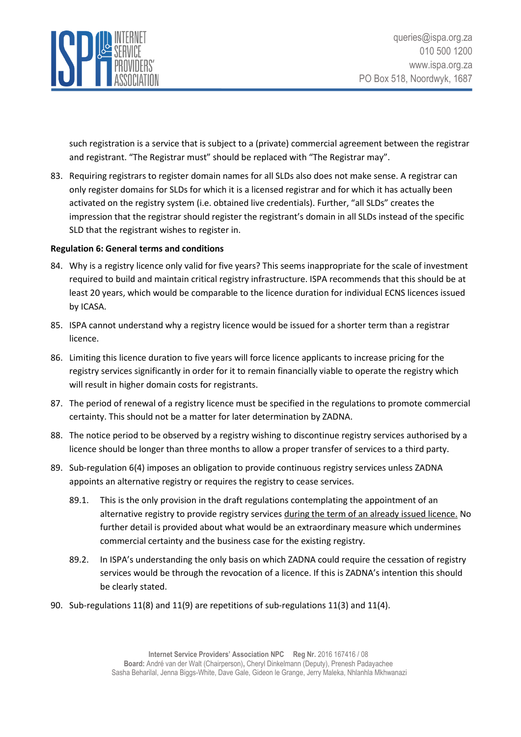such registration is a service that is subject to a (private) commercial agreement between the registrar and registrant. "The Registrar must" should be replaced with "The Registrar may".

83. Requiring registrars to register domain names for all SLDs also does not make sense. A registrar can only register domains for SLDs for which it is a licensed registrar and for which it has actually been activated on the registry system (i.e. obtained live credentials). Further, "all SLDs" creates the impression that the registrar should register the registrant's domain in all SLDs instead of the specific SLD that the registrant wishes to register in.

**Regulation 6: General terms and conditions**

84. Why is a registry licence only valid for five years? This seems inappropriate for the scale of investment required to build and maintain critical registry infrastructure. ISPA recommends that this should be at least 20 years, which would be comparable to the licence duration for individual ECNS licences issued by ICASA.

85. ISPA cannot understand why a registry licence would be issued for a shorter term than a registrar licence.

86. Limiting this licence duration to five years will force licence applicants to increase pricing for the registry services significantly in order for it to remain financially viable to operate the registry which will result in higher domain costs for registrants.

87. The period of renewal of a registry licence must be specified in the regulations to promote commercial certainty. This should not be a matter for later determination by ZADNA.

88. The notice period to be observed by a registry wishing to discontinue registry services authorised by a licence should be longer than three months to allow a proper transfer of services to a third party.

89. Sub-regulation 6(4) imposes an obligation to provide continuous registry services unless ZADNA appoints an alternative registry or requires the registry to cease services.

    89.1. This is the only provision in the draft regulations contemplating the appointment of an alternative registry to provide registry services <u>during the term of an already issued licence.</u> No further detail is provided about what would be an extraordinary measure which undermines commercial certainty and the business case for the existing registry.

    89.2. In ISPA's understanding the only basis on which ZADNA could require the cessation of registry services would be through the revocation of a licence. If this is ZADNA's intention this should be clearly stated.

90. Sub-regulations 11(8) and 11(9) are repetitions of sub-regulations 11(3) and 11(4).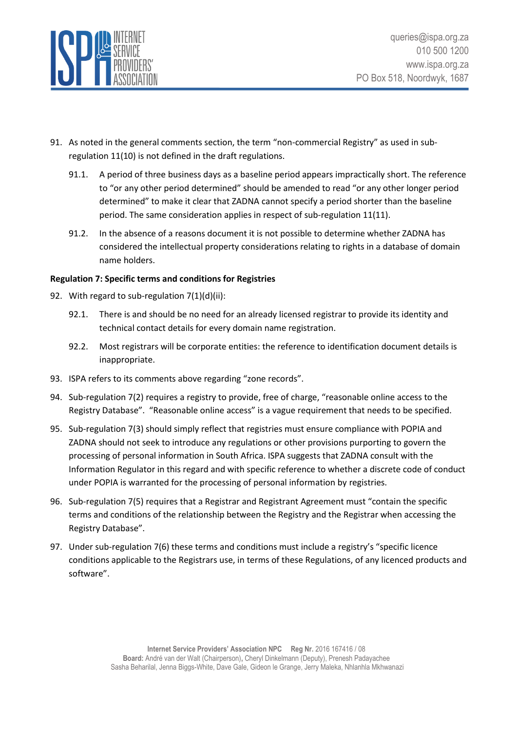91. As noted in the general comments section, the term "non-commercial Registry" as used in sub-regulation 11(10) is not defined in the draft regulations.

    91.1. A period of three business days as a baseline period appears impractically short. The reference to "or any other period determined" should be amended to read "or any other longer period determined" to make it clear that ZADNA cannot specify a period shorter than the baseline period. The same consideration applies in respect of sub-regulation 11(11).

    91.2. In the absence of a reasons document it is not possible to determine whether ZADNA has considered the intellectual property considerations relating to rights in a database of domain name holders.

**Regulation 7: Specific terms and conditions for Registries**

92. With regard to sub-regulation 7(1)(d)(ii):

    92.1. There is and should be no need for an already licensed registrar to provide its identity and technical contact details for every domain name registration.

    92.2. Most registrars will be corporate entities: the reference to identification document details is inappropriate.

93. ISPA refers to its comments above regarding "zone records".

94. Sub-regulation 7(2) requires a registry to provide, free of charge, "reasonable online access to the Registry Database". "Reasonable online access" is a vague requirement that needs to be specified.

95. Sub-regulation 7(3) should simply reflect that registries must ensure compliance with POPIA and ZADNA should not seek to introduce any regulations or other provisions purporting to govern the processing of personal information in South Africa. ISPA suggests that ZADNA consult with the Information Regulator in this regard and with specific reference to whether a discrete code of conduct under POPIA is warranted for the processing of personal information by registries.

96. Sub-regulation 7(5) requires that a Registrar and Registrant Agreement must "contain the specific terms and conditions of the relationship between the Registry and the Registrar when accessing the Registry Database".

97. Under sub-regulation 7(6) these terms and conditions must include a registry's "specific licence conditions applicable to the Registrars use, in terms of these Regulations, of any licenced products and software".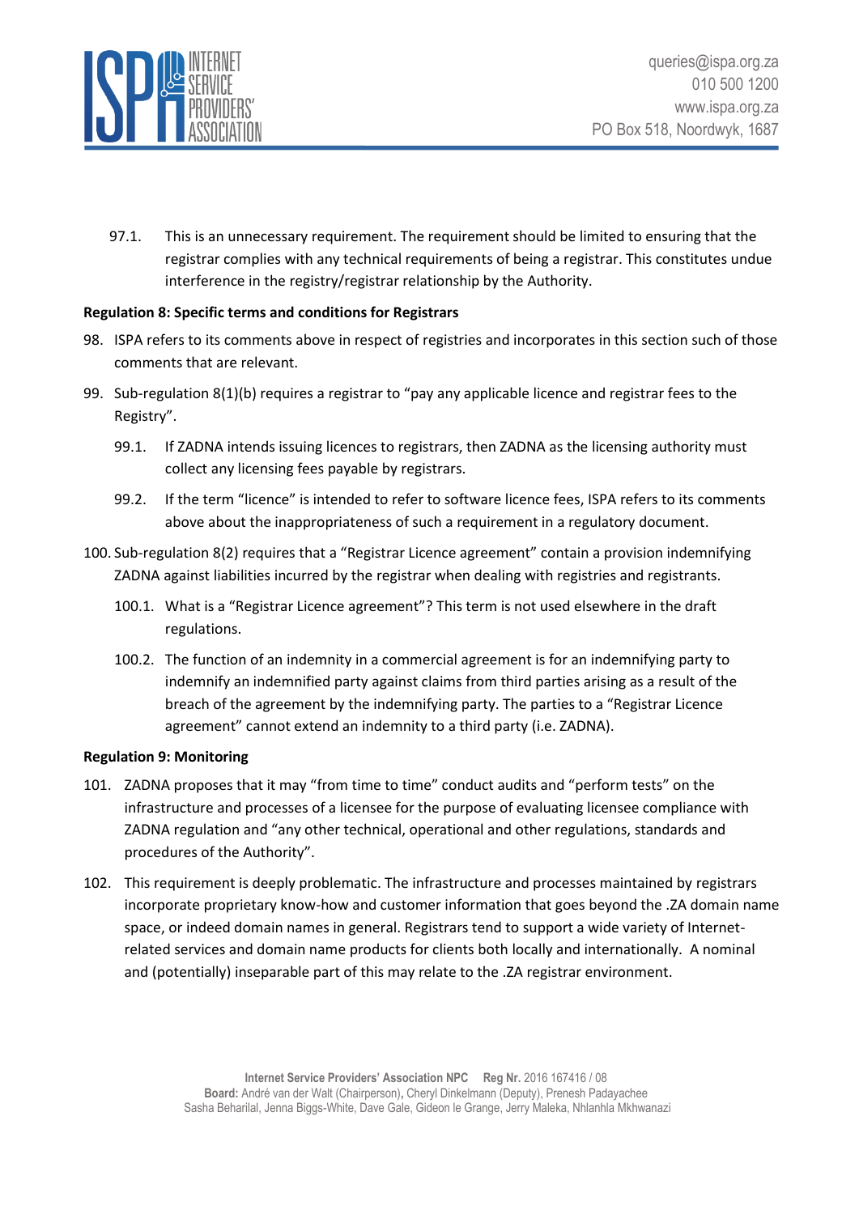97.1. This is an unnecessary requirement. The requirement should be limited to ensuring that the registrar complies with any technical requirements of being a registrar. This constitutes undue interference in the registry/registrar relationship by the Authority.

**Regulation 8: Specific terms and conditions for Registrars**

98. ISPA refers to its comments above in respect of registries and incorporates in this section such of those comments that are relevant.

99. Sub-regulation 8(1)(b) requires a registrar to "pay any applicable licence and registrar fees to the Registry".

    99.1. If ZADNA intends issuing licences to registrars, then ZADNA as the licensing authority must collect any licensing fees payable by registrars.

    99.2. If the term "licence" is intended to refer to software licence fees, ISPA refers to its comments above about the inappropriateness of such a requirement in a regulatory document.

100. Sub-regulation 8(2) requires that a "Registrar Licence agreement" contain a provision indemnifying ZADNA against liabilities incurred by the registrar when dealing with registries and registrants.

    100.1. What is a "Registrar Licence agreement"? This term is not used elsewhere in the draft regulations.

    100.2. The function of an indemnity in a commercial agreement is for an indemnifying party to indemnify an indemnified party against claims from third parties arising as a result of the breach of the agreement by the indemnifying party. The parties to a "Registrar Licence agreement" cannot extend an indemnity to a third party (i.e. ZADNA).

**Regulation 9: Monitoring**

101. ZADNA proposes that it may "from time to time" conduct audits and "perform tests" on the infrastructure and processes of a licensee for the purpose of evaluating licensee compliance with ZADNA regulation and "any other technical, operational and other regulations, standards and procedures of the Authority".

102. This requirement is deeply problematic. The infrastructure and processes maintained by registrars incorporate proprietary know-how and customer information that goes beyond the .ZA domain name space, or indeed domain names in general. Registrars tend to support a wide variety of Internet-related services and domain name products for clients both locally and internationally. A nominal and (potentially) inseparable part of this may relate to the .ZA registrar environment.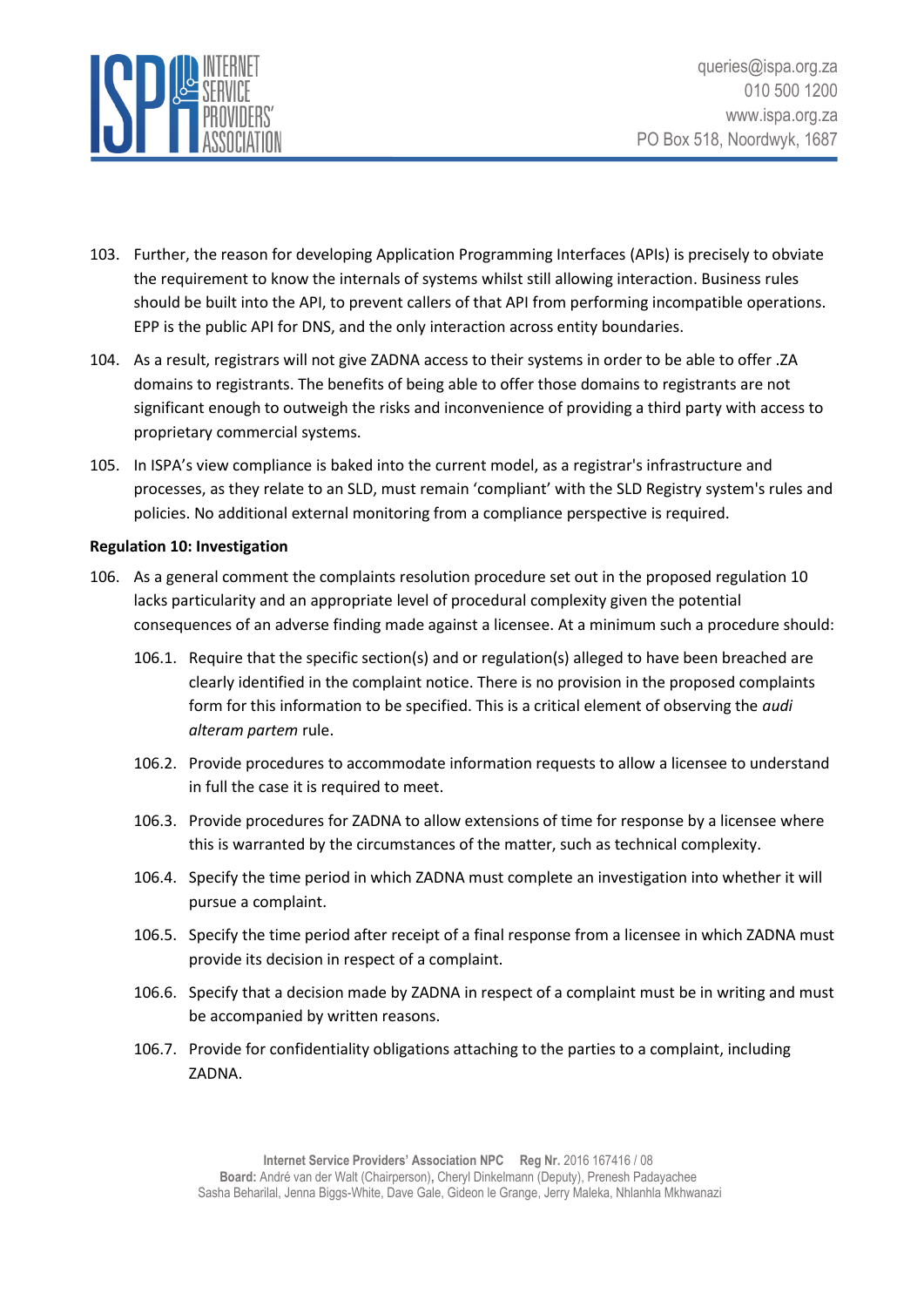103. Further, the reason for developing Application Programming Interfaces (APIs) is precisely to obviate the requirement to know the internals of systems whilst still allowing interaction. Business rules should be built into the API, to prevent callers of that API from performing incompatible operations. EPP is the public API for DNS, and the only interaction across entity boundaries.

104. As a result, registrars will not give ZADNA access to their systems in order to be able to offer .ZA domains to registrants. The benefits of being able to offer those domains to registrants are not significant enough to outweigh the risks and inconvenience of providing a third party with access to proprietary commercial systems.

105. In ISPA's view compliance is baked into the current model, as a registrar's infrastructure and processes, as they relate to an SLD, must remain 'compliant' with the SLD Registry system's rules and policies. No additional external monitoring from a compliance perspective is required.

**Regulation 10: Investigation**

106. As a general comment the complaints resolution procedure set out in the proposed regulation 10 lacks particularity and an appropriate level of procedural complexity given the potential consequences of an adverse finding made against a licensee. At a minimum such a procedure should:

    106.1. Require that the specific section(s) and or regulation(s) alleged to have been breached are clearly identified in the complaint notice. There is no provision in the proposed complaints form for this information to be specified. This is a critical element of observing the *audi alteram partem* rule.

    106.2. Provide procedures to accommodate information requests to allow a licensee to understand in full the case it is required to meet.

    106.3. Provide procedures for ZADNA to allow extensions of time for response by a licensee where this is warranted by the circumstances of the matter, such as technical complexity.

    106.4. Specify the time period in which ZADNA must complete an investigation into whether it will pursue a complaint.

    106.5. Specify the time period after receipt of a final response from a licensee in which ZADNA must provide its decision in respect of a complaint.

    106.6. Specify that a decision made by ZADNA in respect of a complaint must be in writing and must be accompanied by written reasons.

    106.7. Provide for confidentiality obligations attaching to the parties to a complaint, including ZADNA.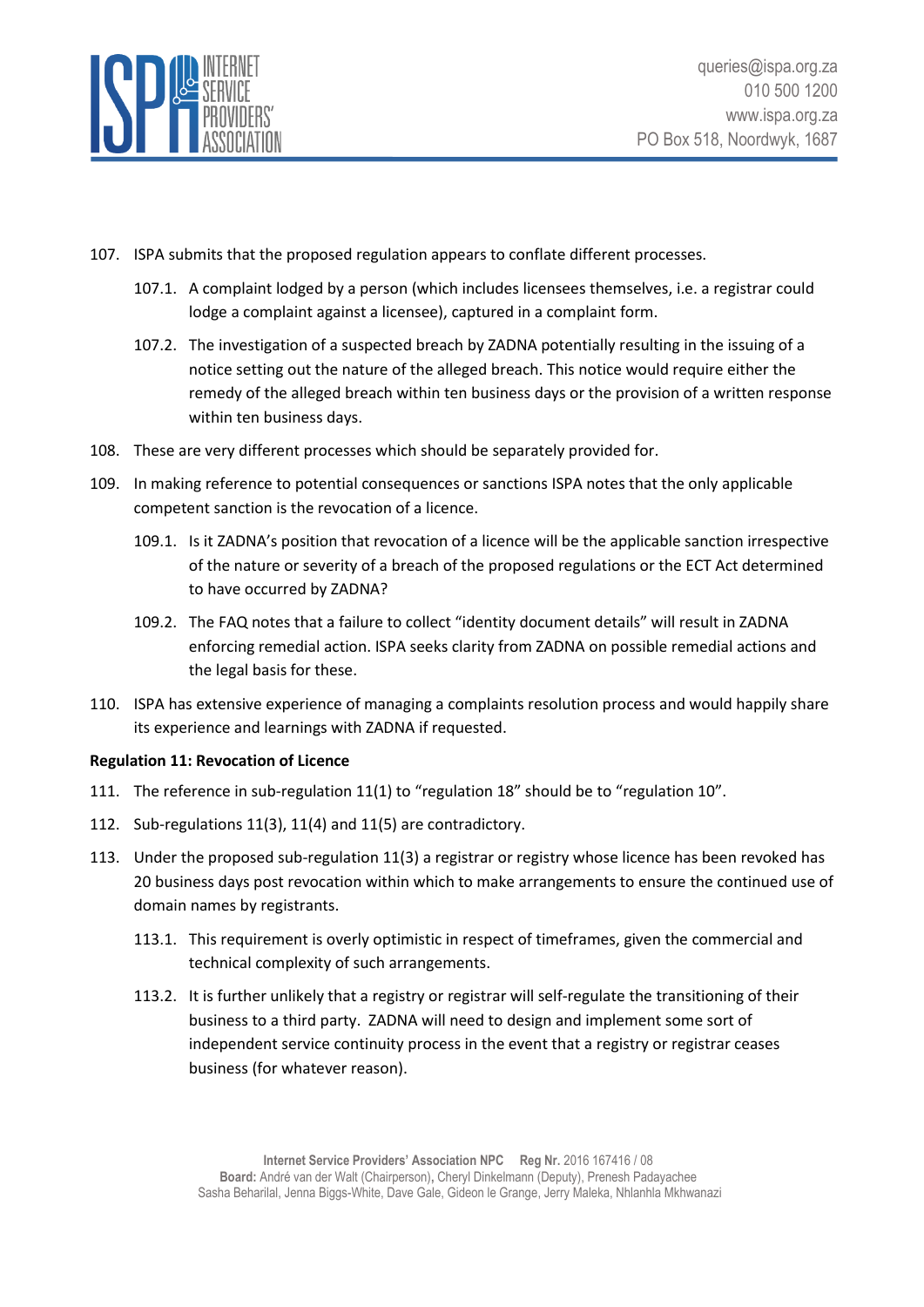107. ISPA submits that the proposed regulation appears to conflate different processes.

    107.1. A complaint lodged by a person (which includes licensees themselves, i.e. a registrar could lodge a complaint against a licensee), captured in a complaint form.

    107.2. The investigation of a suspected breach by ZADNA potentially resulting in the issuing of a notice setting out the nature of the alleged breach. This notice would require either the remedy of the alleged breach within ten business days or the provision of a written response within ten business days.

108. These are very different processes which should be separately provided for.

109. In making reference to potential consequences or sanctions ISPA notes that the only applicable competent sanction is the revocation of a licence.

    109.1. Is it ZADNA's position that revocation of a licence will be the applicable sanction irrespective of the nature or severity of a breach of the proposed regulations or the ECT Act determined to have occurred by ZADNA?

    109.2. The FAQ notes that a failure to collect "identity document details" will result in ZADNA enforcing remedial action. ISPA seeks clarity from ZADNA on possible remedial actions and the legal basis for these.

110. ISPA has extensive experience of managing a complaints resolution process and would happily share its experience and learnings with ZADNA if requested.

**Regulation 11: Revocation of Licence**

111. The reference in sub-regulation 11(1) to "regulation 18" should be to "regulation 10".

112. Sub-regulations 11(3), 11(4) and 11(5) are contradictory.

113. Under the proposed sub-regulation 11(3) a registrar or registry whose licence has been revoked has 20 business days post revocation within which to make arrangements to ensure the continued use of domain names by registrants.

    113.1. This requirement is overly optimistic in respect of timeframes, given the commercial and technical complexity of such arrangements.

    113.2. It is further unlikely that a registry or registrar will self-regulate the transitioning of their business to a third party. ZADNA will need to design and implement some sort of independent service continuity process in the event that a registry or registrar ceases business (for whatever reason).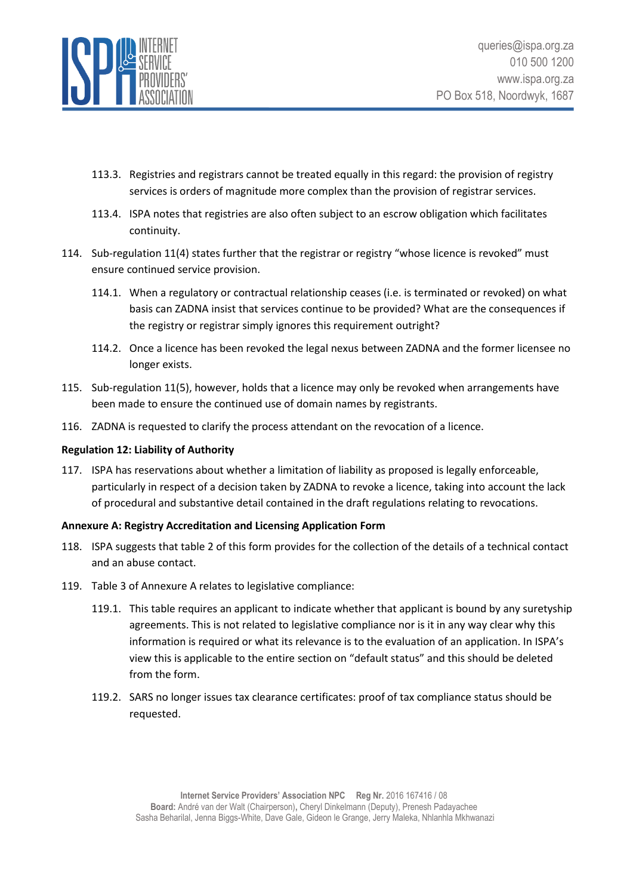113.3. Registries and registrars cannot be treated equally in this regard: the provision of registry services is orders of magnitude more complex than the provision of registrar services.

113.4. ISPA notes that registries are also often subject to an escrow obligation which facilitates continuity.

114. Sub-regulation 11(4) states further that the registrar or registry "whose licence is revoked" must ensure continued service provision.

114.1. When a regulatory or contractual relationship ceases (i.e. is terminated or revoked) on what basis can ZADNA insist that services continue to be provided? What are the consequences if the registry or registrar simply ignores this requirement outright?

114.2. Once a licence has been revoked the legal nexus between ZADNA and the former licensee no longer exists.

115. Sub-regulation 11(5), however, holds that a licence may only be revoked when arrangements have been made to ensure the continued use of domain names by registrants.

116. ZADNA is requested to clarify the process attendant on the revocation of a licence.

**Regulation 12: Liability of Authority**

117. ISPA has reservations about whether a limitation of liability as proposed is legally enforceable, particularly in respect of a decision taken by ZADNA to revoke a licence, taking into account the lack of procedural and substantive detail contained in the draft regulations relating to revocations.

**Annexure A: Registry Accreditation and Licensing Application Form**

118. ISPA suggests that table 2 of this form provides for the collection of the details of a technical contact and an abuse contact.

119. Table 3 of Annexure A relates to legislative compliance:

119.1. This table requires an applicant to indicate whether that applicant is bound by any suretyship agreements. This is not related to legislative compliance nor is it in any way clear why this information is required or what its relevance is to the evaluation of an application. In ISPA's view this is applicable to the entire section on "default status" and this should be deleted from the form.

119.2. SARS no longer issues tax clearance certificates: proof of tax compliance status should be requested.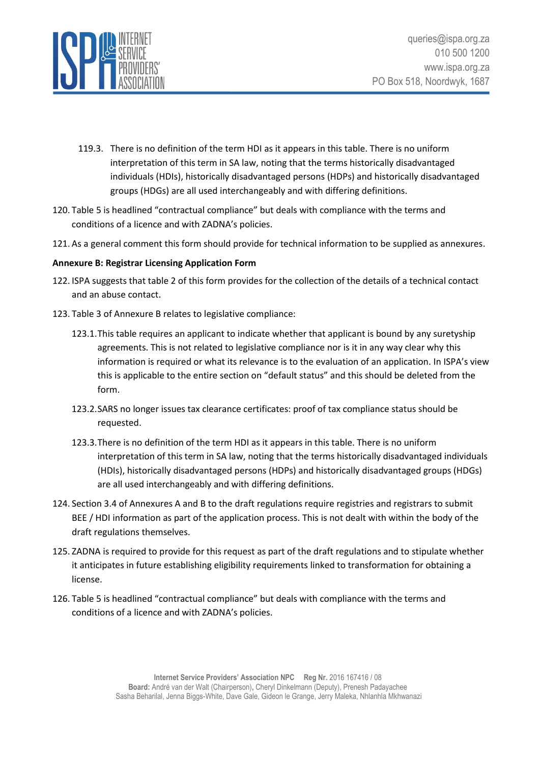119.3. There is no definition of the term HDI as it appears in this table. There is no uniform interpretation of this term in SA law, noting that the terms historically disadvantaged individuals (HDIs), historically disadvantaged persons (HDPs) and historically disadvantaged groups (HDGs) are all used interchangeably and with differing definitions.

120. Table 5 is headlined "contractual compliance" but deals with compliance with the terms and conditions of a licence and with ZADNA's policies.

121. As a general comment this form should provide for technical information to be supplied as annexures.

**Annexure B: Registrar Licensing Application Form**

122. ISPA suggests that table 2 of this form provides for the collection of the details of a technical contact and an abuse contact.

123. Table 3 of Annexure B relates to legislative compliance:

    123.1. This table requires an applicant to indicate whether that applicant is bound by any suretyship agreements. This is not related to legislative compliance nor is it in any way clear why this information is required or what its relevance is to the evaluation of an application. In ISPA's view this is applicable to the entire section on "default status" and this should be deleted from the form.

    123.2. SARS no longer issues tax clearance certificates: proof of tax compliance status should be requested.

    123.3. There is no definition of the term HDI as it appears in this table. There is no uniform interpretation of this term in SA law, noting that the terms historically disadvantaged individuals (HDIs), historically disadvantaged persons (HDPs) and historically disadvantaged groups (HDGs) are all used interchangeably and with differing definitions.

124. Section 3.4 of Annexures A and B to the draft regulations require registries and registrars to submit BEE / HDI information as part of the application process. This is not dealt with within the body of the draft regulations themselves.

125. ZADNA is required to provide for this request as part of the draft regulations and to stipulate whether it anticipates in future establishing eligibility requirements linked to transformation for obtaining a license.

126. Table 5 is headlined "contractual compliance" but deals with compliance with the terms and conditions of a licence and with ZADNA's policies.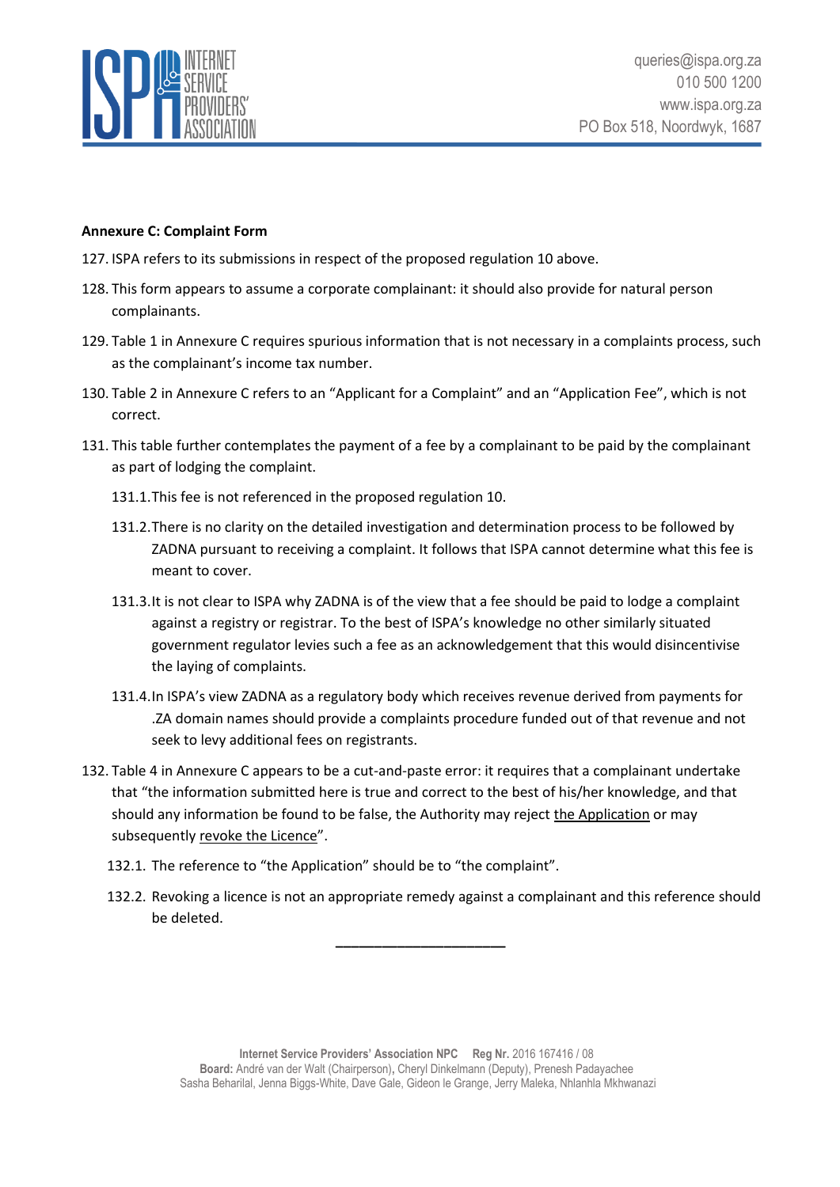**Annexure C: Complaint Form**

127. ISPA refers to its submissions in respect of the proposed regulation 10 above.

128. This form appears to assume a corporate complainant: it should also provide for natural person complainants.

129. Table 1 in Annexure C requires spurious information that is not necessary in a complaints process, such as the complainant's income tax number.

130. Table 2 in Annexure C refers to an "Applicant for a Complaint" and an "Application Fee", which is not correct.

131. This table further contemplates the payment of a fee by a complainant to be paid by the complainant as part of lodging the complaint.

    131.1. This fee is not referenced in the proposed regulation 10.

    131.2. There is no clarity on the detailed investigation and determination process to be followed by ZADNA pursuant to receiving a complaint. It follows that ISPA cannot determine what this fee is meant to cover.

    131.3. It is not clear to ISPA why ZADNA is of the view that a fee should be paid to lodge a complaint against a registry or registrar. To the best of ISPA's knowledge no other similarly situated government regulator levies such a fee as an acknowledgement that this would disincentivise the laying of complaints.

    131.4. In ISPA's view ZADNA as a regulatory body which receives revenue derived from payments for .ZA domain names should provide a complaints procedure funded out of that revenue and not seek to levy additional fees on registrants.

132. Table 4 in Annexure C appears to be a cut-and-paste error: it requires that a complainant undertake that "the information submitted here is true and correct to the best of his/her knowledge, and that should any information be found to be false, the Authority may reject the Application or may subsequently revoke the Licence".

    132.1. The reference to "the Application" should be to "the complaint".

    132.2. Revoking a licence is not an appropriate remedy against a complainant and this reference should be deleted.

---